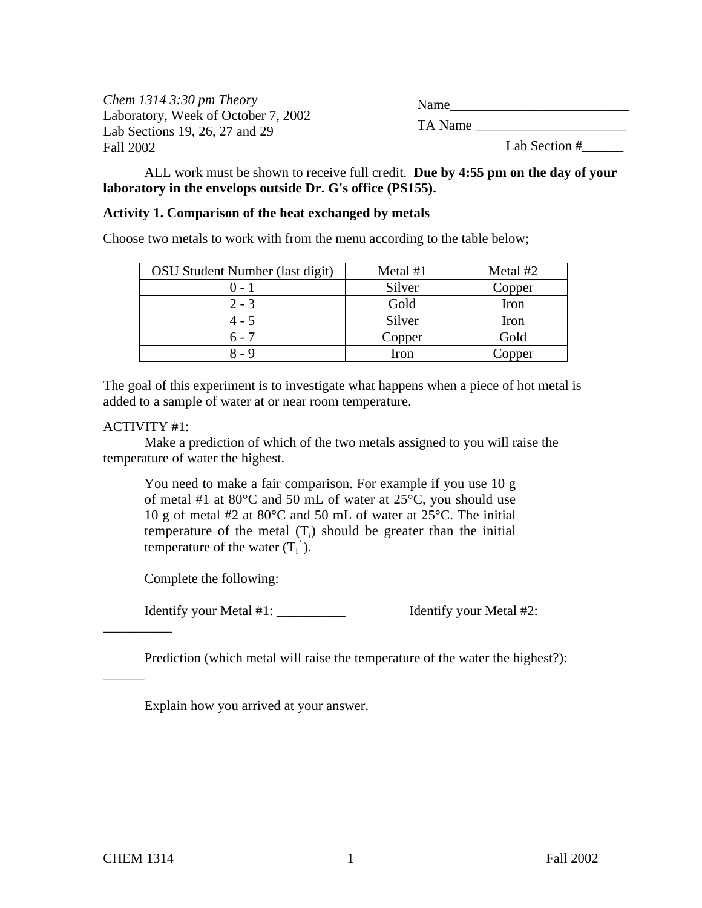*Chem 1314 3:30 pm Theory*
Laboratory, Week of October 7, 2002
Lab Sections 19, 26, 27 and 29
Fall 2002

Name__________________________

TA Name ______________________

Lab Section #______

ALL work must be shown to receive full credit. **Due by 4:55 pm on the day of your laboratory in the envelops outside Dr. G's office (PS155).**

**Activity 1. Comparison of the heat exchanged by metals**

Choose two metals to work with from the menu according to the table below;

| OSU Student Number (last digit) | Metal #1 | Metal #2 |
|---|---|---|
| 0 - 1 | Silver | Copper |
| 2 - 3 | Gold | Iron |
| 4 - 5 | Silver | Iron |
| 6 - 7 | Copper | Gold |
| 8 - 9 | Iron | Copper |

The goal of this experiment is to investigate what happens when a piece of hot metal is added to a sample of water at or near room temperature.

ACTIVITY #1:

Make a prediction of which of the two metals assigned to you will raise the temperature of water the highest.

> You need to make a fair comparison. For example if you use 10 g of metal #1 at 80°C and 50 mL of water at 25°C, you should use 10 g of metal #2 at 80°C and 50 mL of water at 25°C. The initial temperature of the metal ($T_i$) should be greater than the initial temperature of the water ($T_i'$).
>
> Complete the following:
>
> Identify your Metal #1: __________ Identify your Metal #2: __________
>
> Prediction (which metal will raise the temperature of the water the highest?): ______
>
> Explain how you arrived at your answer.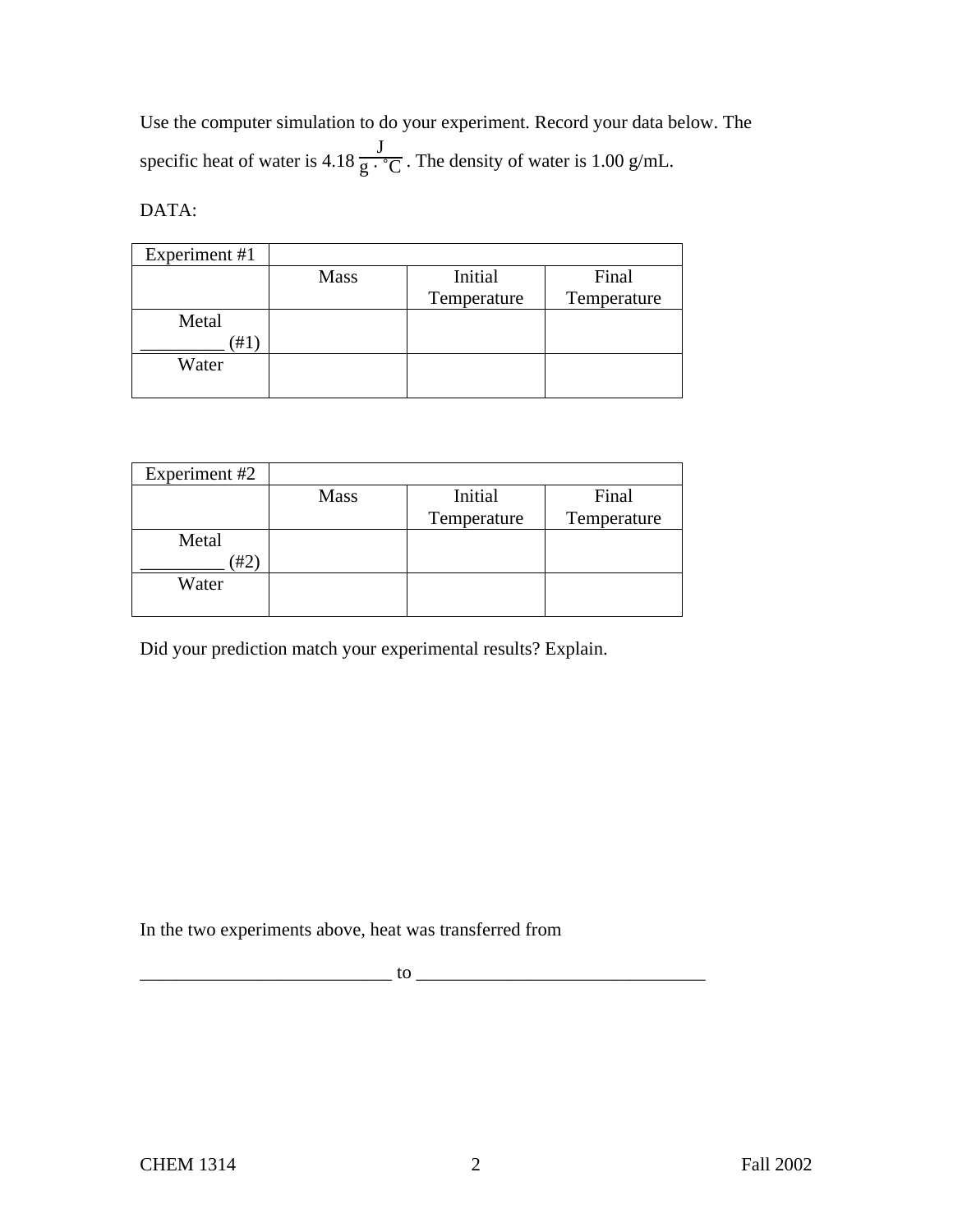Use the computer simulation to do your experiment. Record your data below. The specific heat of water is 4.18 $\frac{J}{g \cdot {}^{\circ}C}$ . The density of water is 1.00 g/mL.

DATA:

| Experiment #1 | | | |
|---|---|---|---|
| | Mass | Initial Temperature | Final Temperature |
| Metal _________ (#1) | | | |
| Water | | | |

| Experiment #2 | | | |
|---|---|---|---|
| | Mass | Initial Temperature | Final Temperature |
| Metal _________ (#2) | | | |
| Water | | | |

Did your prediction match your experimental results? Explain.

In the two experiments above, heat was transferred from

___________________________ to _______________________________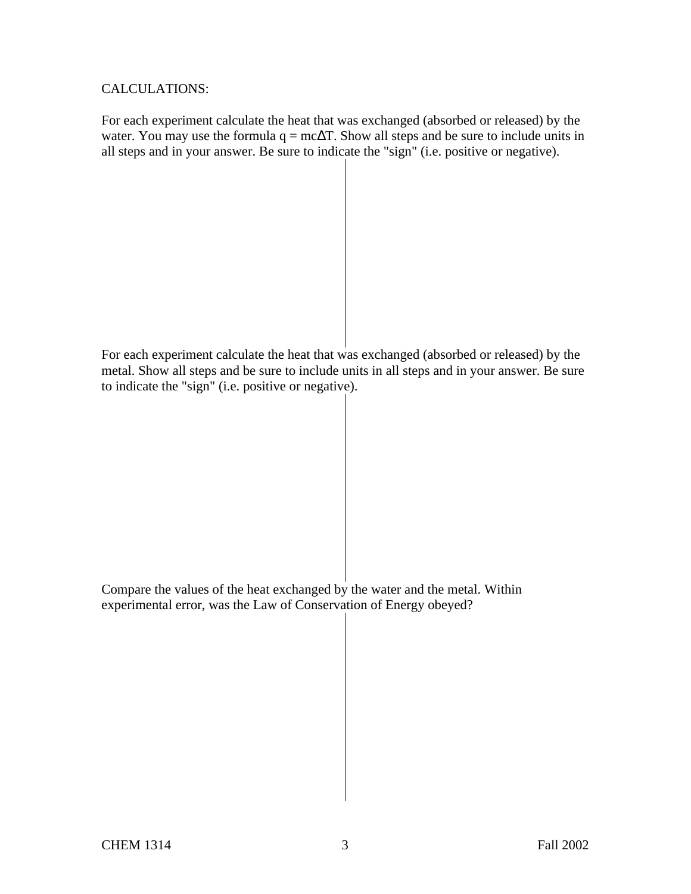CALCULATIONS:

For each experiment calculate the heat that was exchanged (absorbed or released) by the water. You may use the formula $q = mc\Delta T$. Show all steps and be sure to include units in all steps and in your answer. Be sure to indicate the "sign" (i.e. positive or negative).

For each experiment calculate the heat that was exchanged (absorbed or released) by the metal. Show all steps and be sure to include units in all steps and in your answer. Be sure to indicate the "sign" (i.e. positive or negative).

Compare the values of the heat exchanged by the water and the metal. Within experimental error, was the Law of Conservation of Energy obeyed?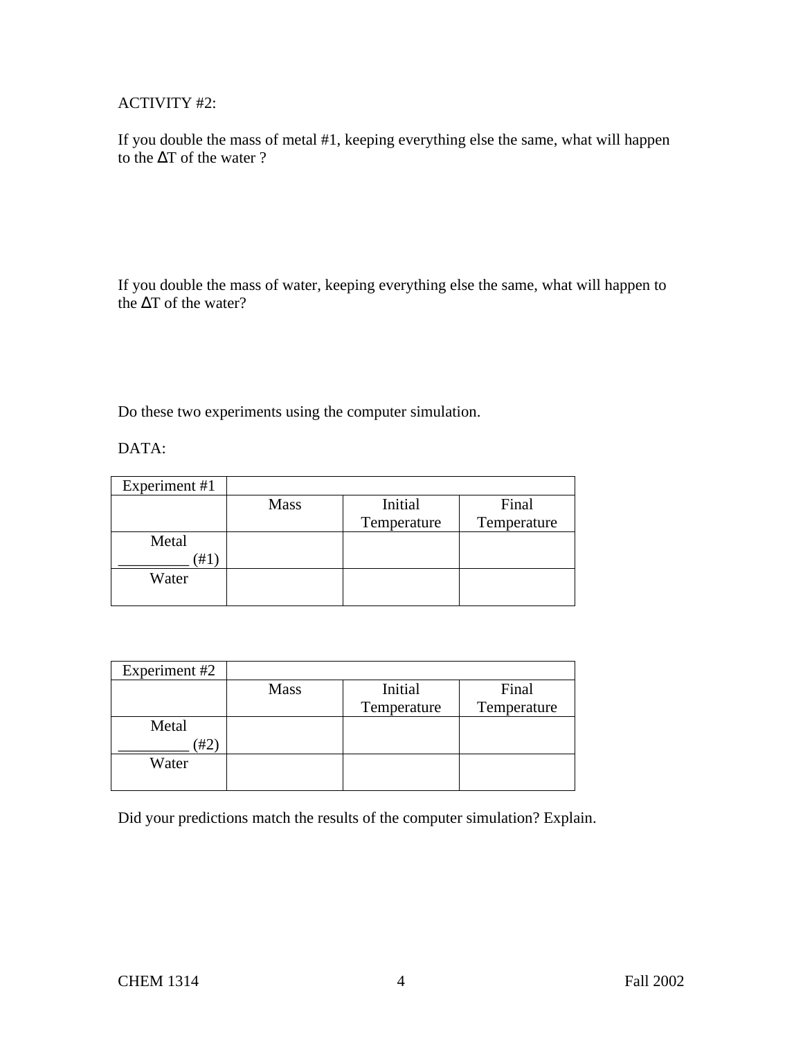ACTIVITY #2:

If you double the mass of metal #1, keeping everything else the same, what will happen to the $\Delta T$ of the water ?

If you double the mass of water, keeping everything else the same, what will happen to the $\Delta T$ of the water?

Do these two experiments using the computer simulation.

DATA:

| Experiment #1 | | | |
|---|---|---|---|
| | Mass | Initial Temperature | Final Temperature |
| Metal _________ (#1) | | | |
| Water | | | |

| Experiment #2 | | | |
|---|---|---|---|
| | Mass | Initial Temperature | Final Temperature |
| Metal _________ (#2) | | | |
| Water | | | |

Did your predictions match the results of the computer simulation? Explain.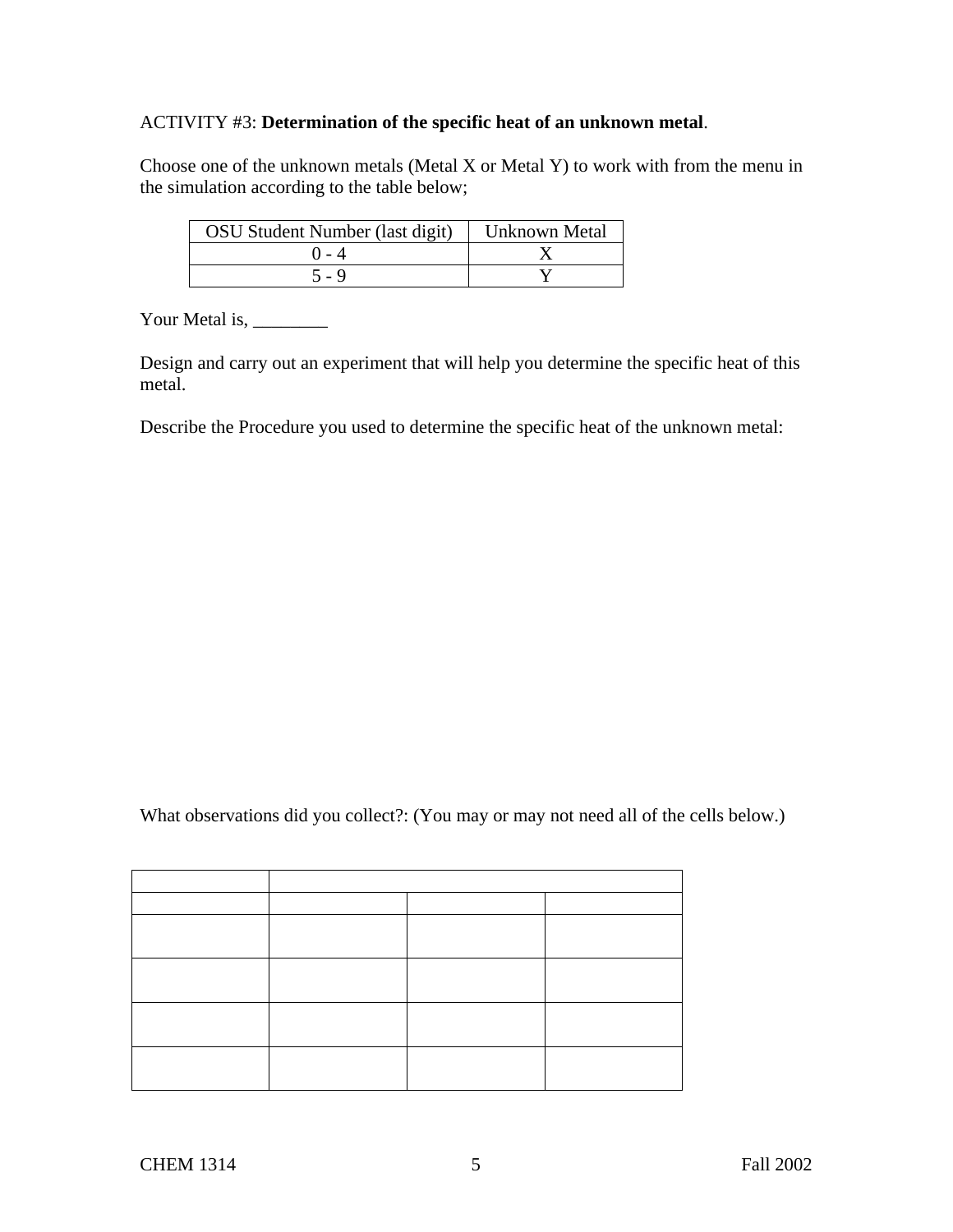ACTIVITY #3: **Determination of the specific heat of an unknown metal**.

Choose one of the unknown metals (Metal X or Metal Y) to work with from the menu in the simulation according to the table below;

| OSU Student Number (last digit) | Unknown Metal |
|---|---|
| 0 - 4 | X |
| 5 - 9 | Y |

Your Metal is, ________

Design and carry out an experiment that will help you determine the specific heat of this metal.

Describe the Procedure you used to determine the specific heat of the unknown metal:

What observations did you collect?: (You may or may not need all of the cells below.)

| | | | |
|---|---|---|---|
| | | | |
| | | | |
| | | | |
| | | | |
| | | | |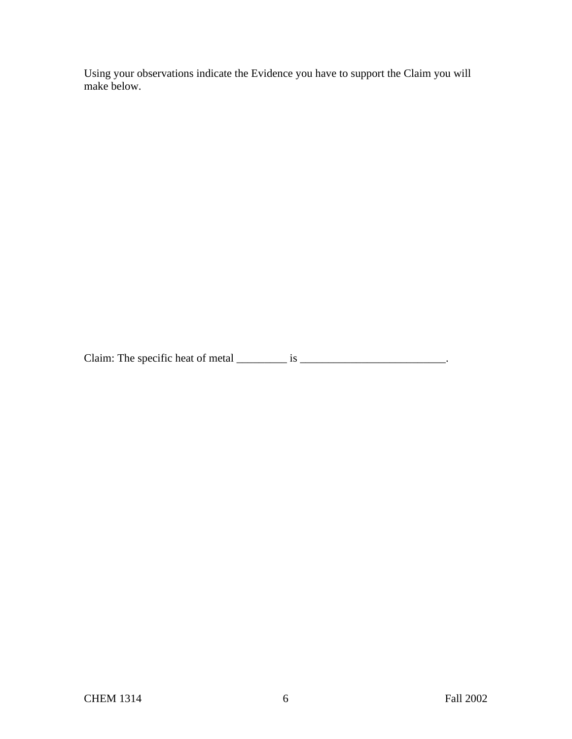Using your observations indicate the Evidence you have to support the Claim you will make below.

Claim: The specific heat of metal _________ is __________________________.